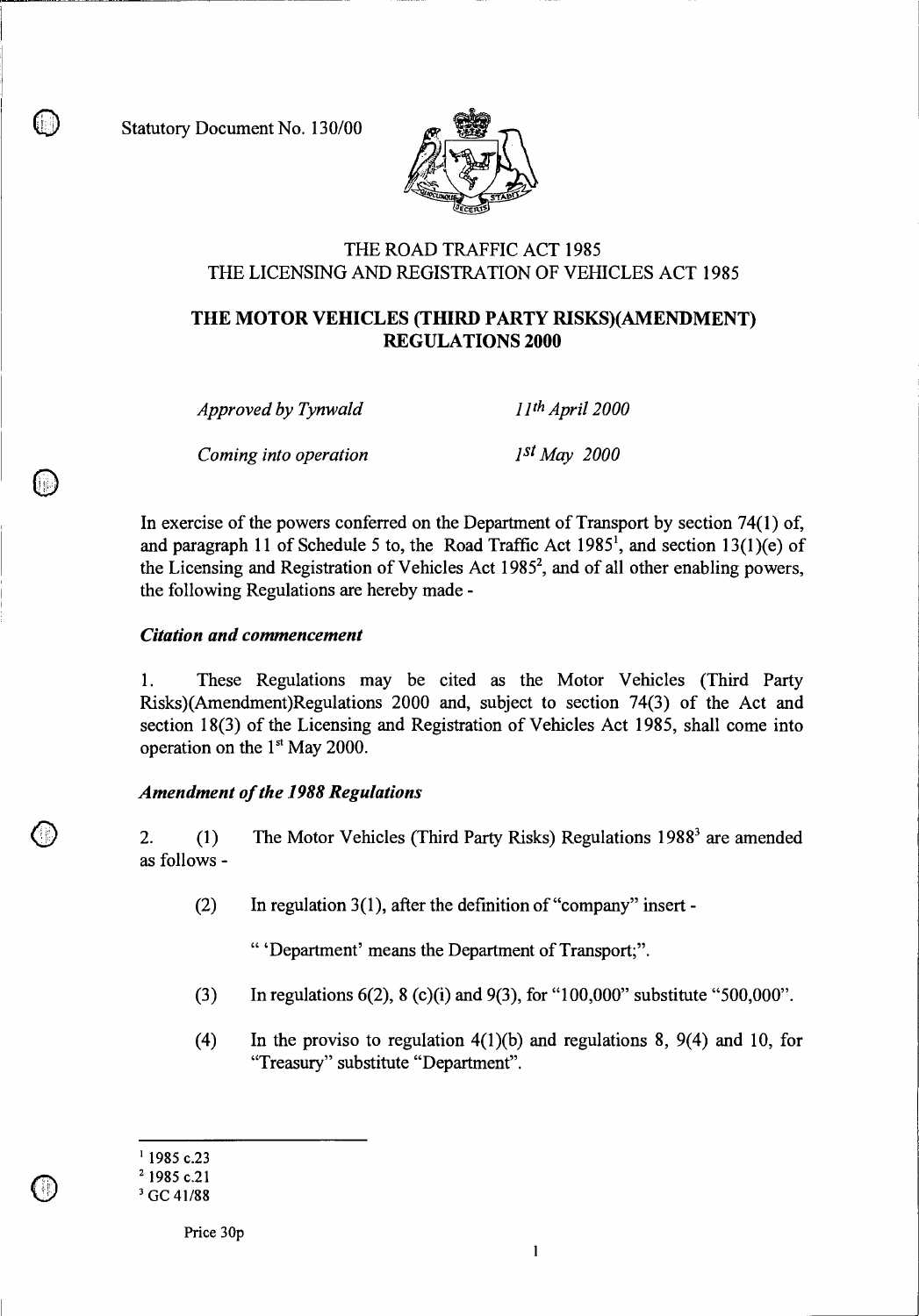Statutory Document No. 130/00

THE ROAD TRAFFIC ACT 1985
THE LICENSING AND REGISTRATION OF VEHICLES ACT 1985

# THE MOTOR VEHICLES (THIRD PARTY RISKS)(AMENDMENT) REGULATIONS 2000

| | |
|---|---|
| *Approved by Tynwald* | *11th April 2000* |
| *Coming into operation* | *1st May 2000* |

In exercise of the powers conferred on the Department of Transport by section 74(1) of, and paragraph 11 of Schedule 5 to, the Road Traffic Act 1985[1], and section 13(1)(e) of the Licensing and Registration of Vehicles Act 1985[2], and of all other enabling powers, the following Regulations are hereby made -

### *Citation and commencement*

1. These Regulations may be cited as the Motor Vehicles (Third Party Risks)(Amendment)Regulations 2000 and, subject to section 74(3) of the Act and section 18(3) of the Licensing and Registration of Vehicles Act 1985, shall come into operation on the 1st May 2000.

### *Amendment of the 1988 Regulations*

2. (1) The Motor Vehicles (Third Party Risks) Regulations 1988[3] are amended as follows -

(2) In regulation 3(1), after the definition of "company" insert -

" 'Department' means the Department of Transport;".

(3) In regulations 6(2), 8 (c)(i) and 9(3), for "100,000" substitute "500,000".

(4) In the proviso to regulation 4(1)(b) and regulations 8, 9(4) and 10, for "Treasury" substitute "Department".

---

[1] 1985 c.23
[2] 1985 c.21
[3] GC 41/88

Price 30p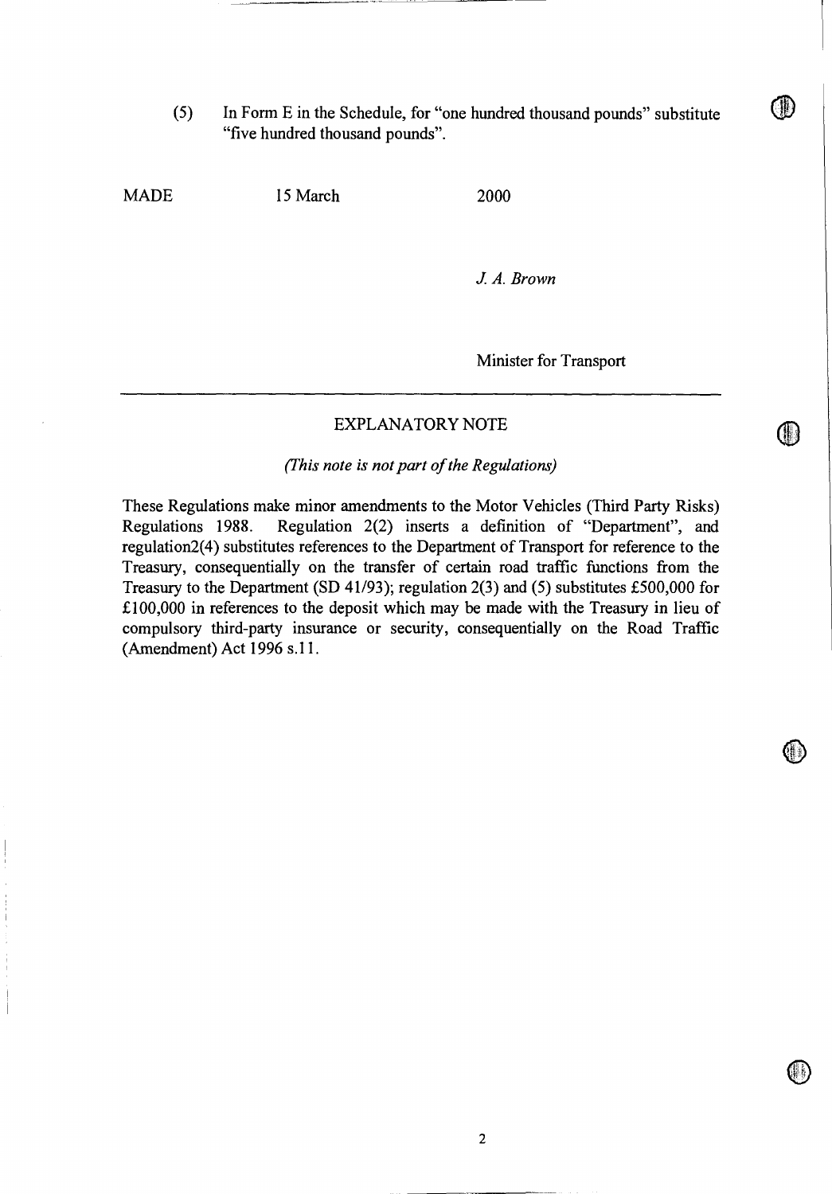(5) In Form E in the Schedule, for "one hundred thousand pounds" substitute "five hundred thousand pounds".

MADE 15 March 2000

*J. A. Brown*

Minister for Transport

---

## EXPLANATORY NOTE

*(This note is not part of the Regulations)*

These Regulations make minor amendments to the Motor Vehicles (Third Party Risks) Regulations 1988. Regulation 2(2) inserts a definition of "Department", and regulation2(4) substitutes references to the Department of Transport for reference to the Treasury, consequentially on the transfer of certain road traffic functions from the Treasury to the Department (SD 41/93); regulation 2(3) and (5) substitutes £500,000 for £100,000 in references to the deposit which may be made with the Treasury in lieu of compulsory third-party insurance or security, consequentially on the Road Traffic (Amendment) Act 1996 s.11.